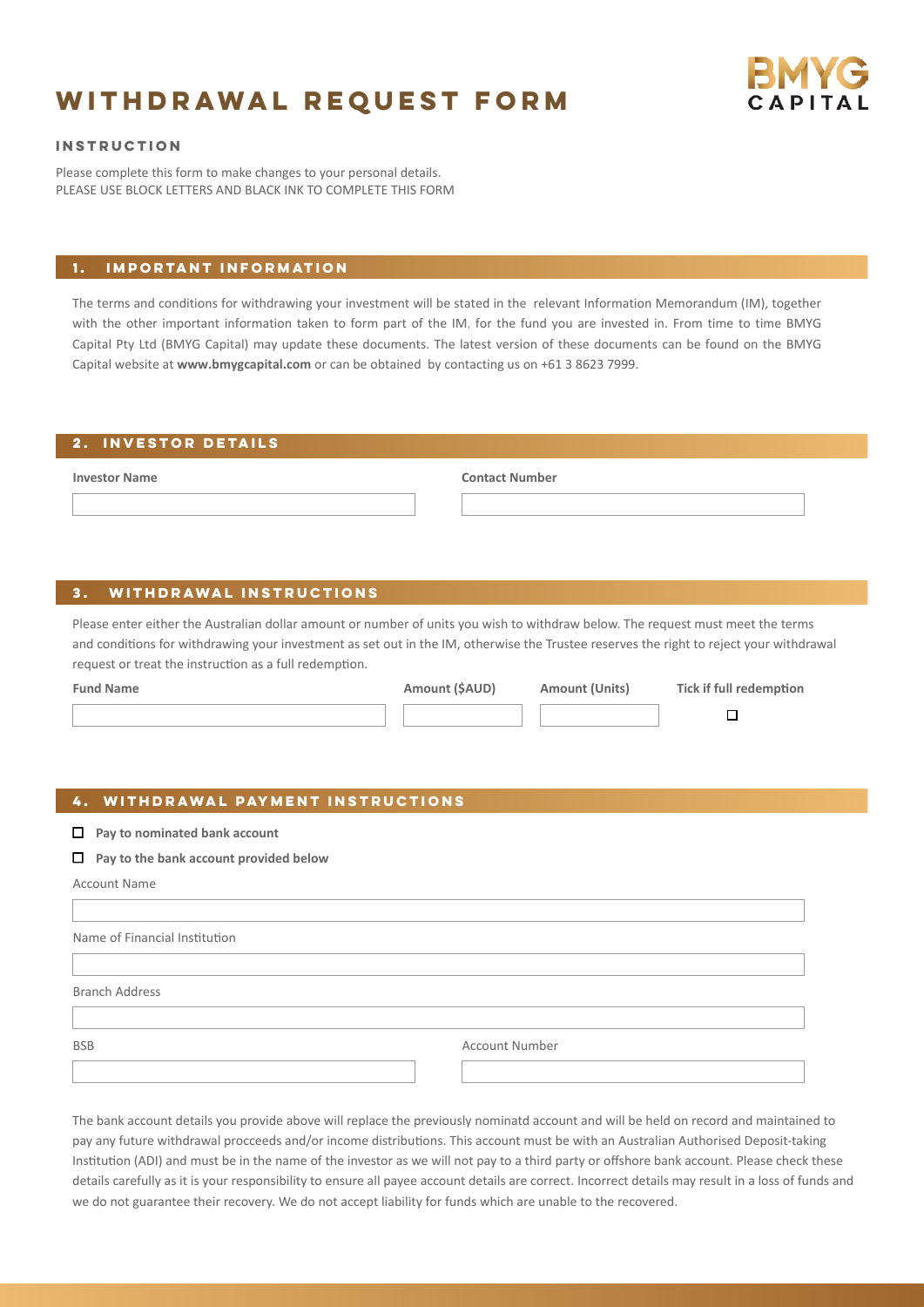# WITHDRAWAL REQUEST FORM

BMYG CAPITAL

### INSTRUCTION

Please complete this form to make changes to your personal details.
PLEASE USE BLOCK LETTERS AND BLACK INK TO COMPLETE THIS FORM

## 1. IMPORTANT INFORMATION

The terms and conditions for withdrawing your investment will be stated in the relevant Information Memorandum (IM), together with the other important information taken to form part of the IM, for the fund you are invested in. From time to time BMYG Capital Pty Ltd (BMYG Capital) may update these documents. The latest version of these documents can be found on the BMYG Capital website at **www.bmygcapital.com** or can be obtained by contacting us on +61 3 8623 7999.

## 2. INVESTOR DETAILS

| **Investor Name** | **Contact Number** |
|---|---|
| | |

## 3. WITHDRAWAL INSTRUCTIONS

Please enter either the Australian dollar amount or number of units you wish to withdraw below. The request must meet the terms and conditions for withdrawing your investment as set out in the IM, otherwise the Trustee reserves the right to reject your withdrawal request or treat the instruction as a full redemption.

| **Fund Name** | **Amount ($AUD)** | **Amount (Units)** | **Tick if full redemption** |
|---|---|---|---|
| | | | ☐ |

## 4. WITHDRAWAL PAYMENT INSTRUCTIONS

☐ **Pay to nominated bank account**

☐ **Pay to the bank account provided below**

Account Name

Name of Financial Institution

Branch Address

| BSB | Account Number |
|---|---|
| | |

The bank account details you provide above will replace the previously nominatd account and will be held on record and maintained to pay any future withdrawal procceeds and/or income distributions. This account must be with an Australian Authorised Deposit-taking Institution (ADI) and must be in the name of the investor as we will not pay to a third party or offshore bank account. Please check these details carefully as it is your responsibility to ensure all payee account details are correct. Incorrect details may result in a loss of funds and we do not guarantee their recovery. We do not accept liability for funds which are unable to the recovered.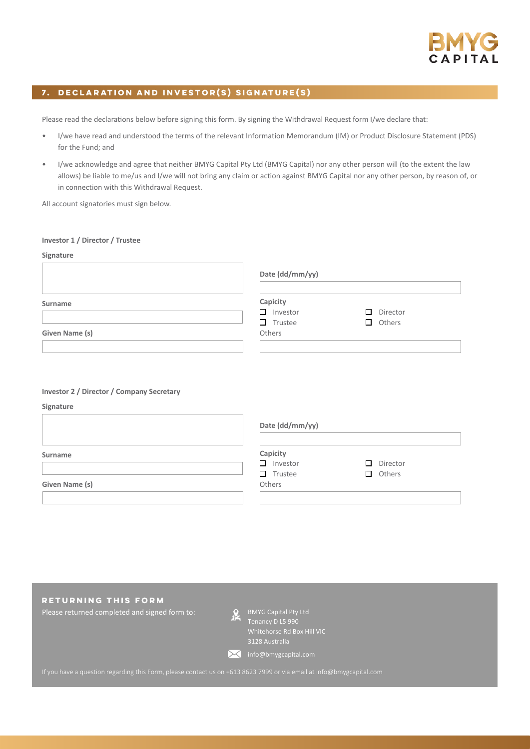BMYG CAPITAL

## 7. DECLARATION AND INVESTOR(S) SIGNATURE(S)

Please read the declarations below before signing this form. By signing the Withdrawal Request form I/we declare that:

- I/we have read and understood the terms of the relevant Information Memorandum (IM) or Product Disclosure Statement (PDS) for the Fund; and
- I/we acknowledge and agree that neither BMYG Capital Pty Ltd (BMYG Capital) nor any other person will (to the extent the law allows) be liable to me/us and I/we will not bring any claim or action against BMYG Capital nor any other person, by reason of, or in connection with this Withdrawal Request.

All account signatories must sign below.

**Investor 1 / Director / Trustee**

**Signature**

**Date (dd/mm/yy)**

**Surname**

**Capicity**

- ☐ Investor
- ☐ Director
- ☐ Trustee
- ☐ Others

**Given Name (s)**

Others

**Investor 2 / Director / Company Secretary**

**Signature**

**Date (dd/mm/yy)**

**Surname**

**Capicity**

- ☐ Investor
- ☐ Director
- ☐ Trustee
- ☐ Others

**Given Name (s)**

Others

### RETURNING THIS FORM

Please returned completed and signed form to:

BMYG Capital Pty Ltd
Tenancy D L5 990
Whitehorse Rd Box Hill VIC
3128 Australia

info@bmygcapital.com

If you have a question regarding this Form, please contact us on +613 8623 7999 or via email at info@bmygcapital.com